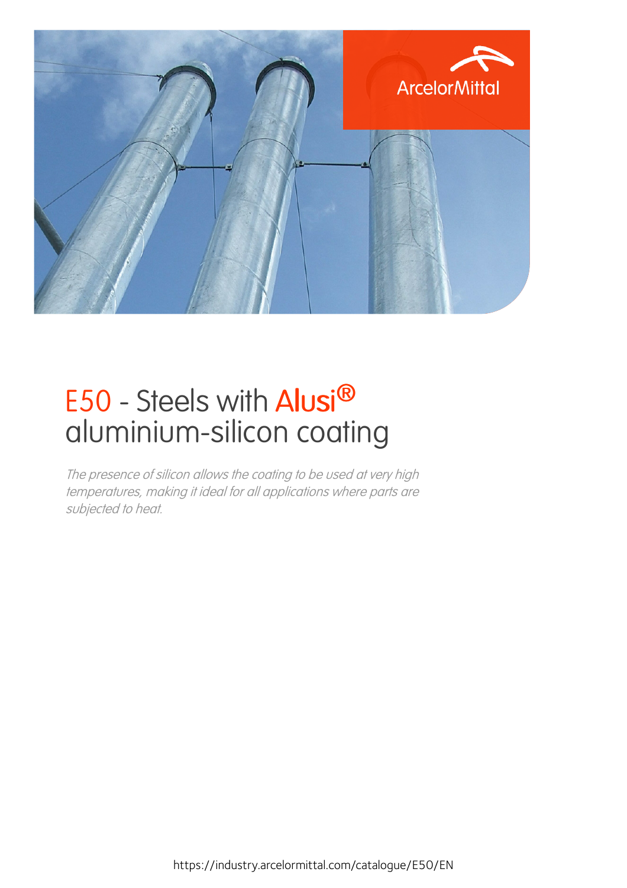# E50 - Steels with Alusi® aluminium-silicon coating

*The presence of silicon allows the coating to be used at very high temperatures, making it ideal for all applications where parts are subjected to heat.*

https://industry.arcelormittal.com/catalogue/E50/EN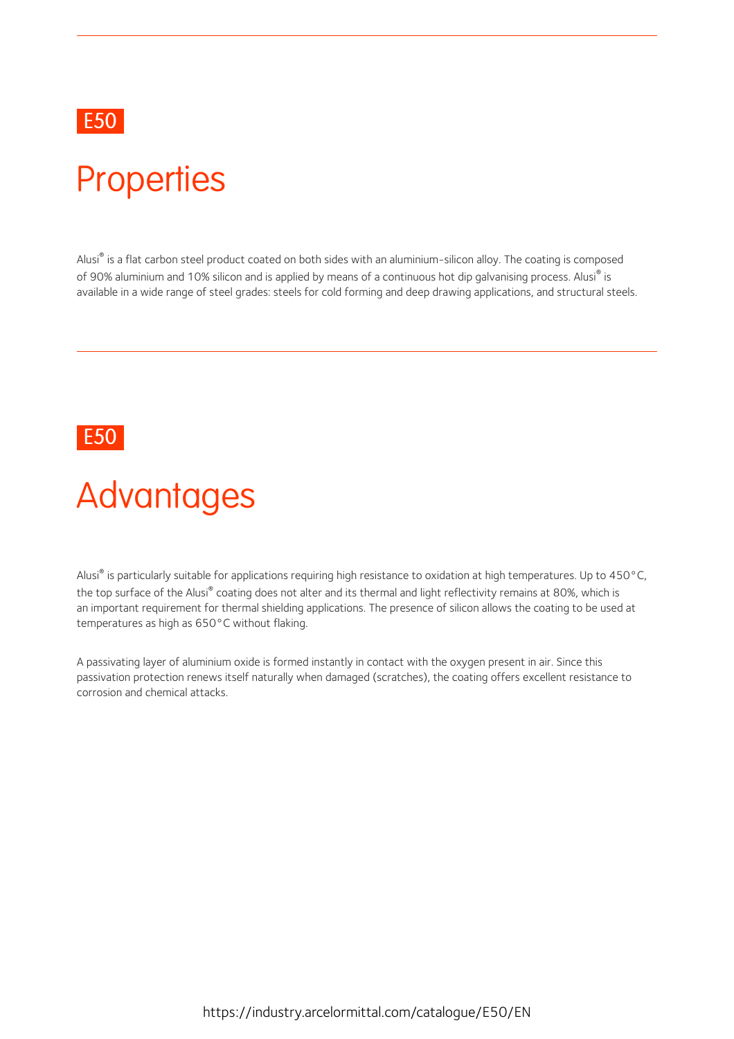E50

# Properties

Alusi® is a flat carbon steel product coated on both sides with an aluminium-silicon alloy. The coating is composed of 90% aluminium and 10% silicon and is applied by means of a continuous hot dip galvanising process. Alusi® is available in a wide range of steel grades: steels for cold forming and deep drawing applications, and structural steels.

E50

# Advantages

Alusi® is particularly suitable for applications requiring high resistance to oxidation at high temperatures. Up to 450°C, the top surface of the Alusi® coating does not alter and its thermal and light reflectivity remains at 80%, which is an important requirement for thermal shielding applications. The presence of silicon allows the coating to be used at temperatures as high as 650°C without flaking.

A passivating layer of aluminium oxide is formed instantly in contact with the oxygen present in air. Since this passivation protection renews itself naturally when damaged (scratches), the coating offers excellent resistance to corrosion and chemical attacks.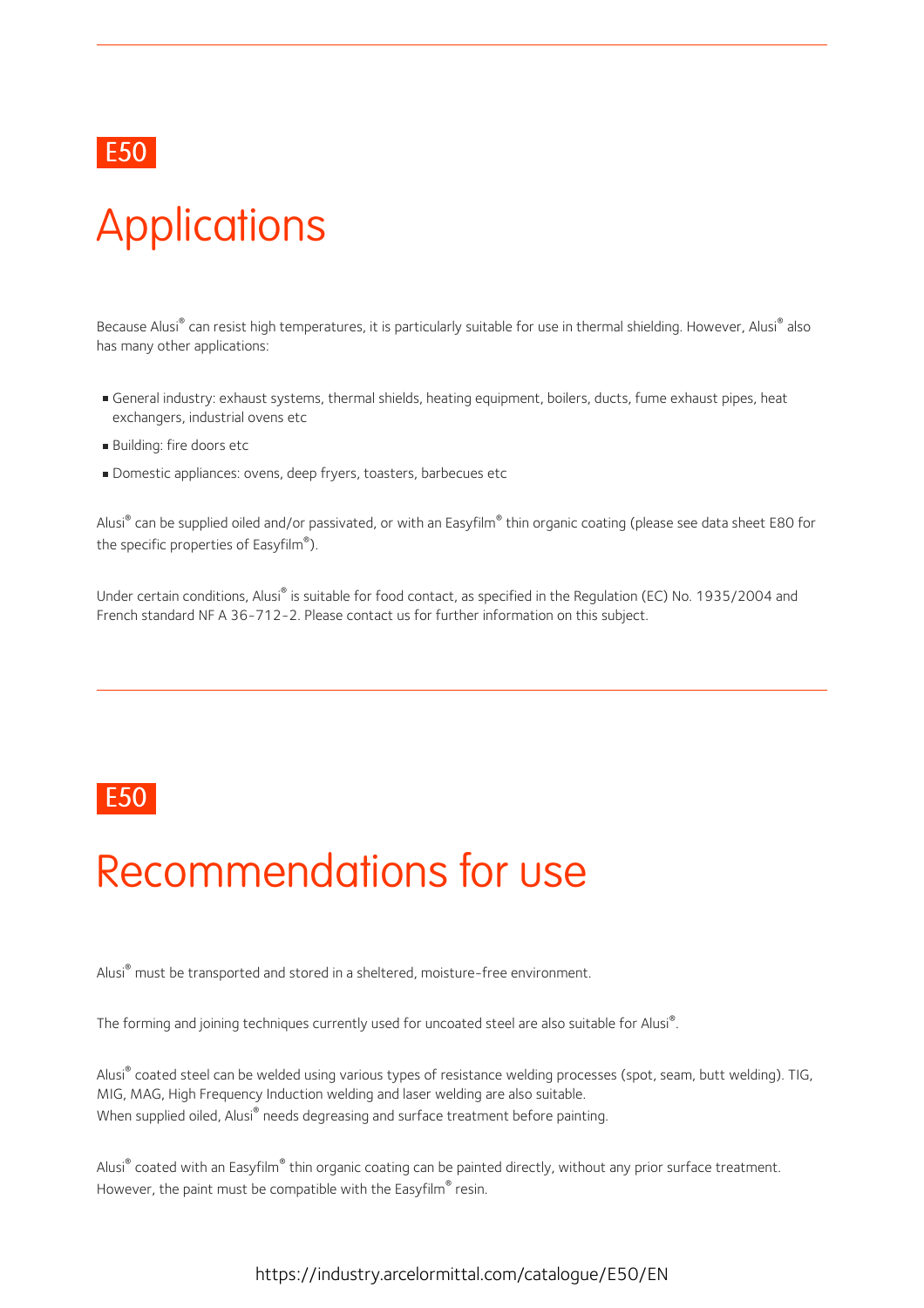E50

# Applications

Because Alusi® can resist high temperatures, it is particularly suitable for use in thermal shielding. However, Alusi® also has many other applications:

- General industry: exhaust systems, thermal shields, heating equipment, boilers, ducts, fume exhaust pipes, heat exchangers, industrial ovens etc
- Building: fire doors etc
- Domestic appliances: ovens, deep fryers, toasters, barbecues etc

Alusi® can be supplied oiled and/or passivated, or with an Easyfilm® thin organic coating (please see data sheet E80 for the specific properties of Easyfilm®).

Under certain conditions, Alusi® is suitable for food contact, as specified in the Regulation (EC) No. 1935/2004 and French standard NF A 36-712-2. Please contact us for further information on this subject.

E50

# Recommendations for use

Alusi® must be transported and stored in a sheltered, moisture-free environment.

The forming and joining techniques currently used for uncoated steel are also suitable for Alusi®.

Alusi® coated steel can be welded using various types of resistance welding processes (spot, seam, butt welding). TIG, MIG, MAG, High Frequency Induction welding and laser welding are also suitable.
When supplied oiled, Alusi® needs degreasing and surface treatment before painting.

Alusi® coated with an Easyfilm® thin organic coating can be painted directly, without any prior surface treatment. However, the paint must be compatible with the Easyfilm® resin.

https://industry.arcelormittal.com/catalogue/E50/EN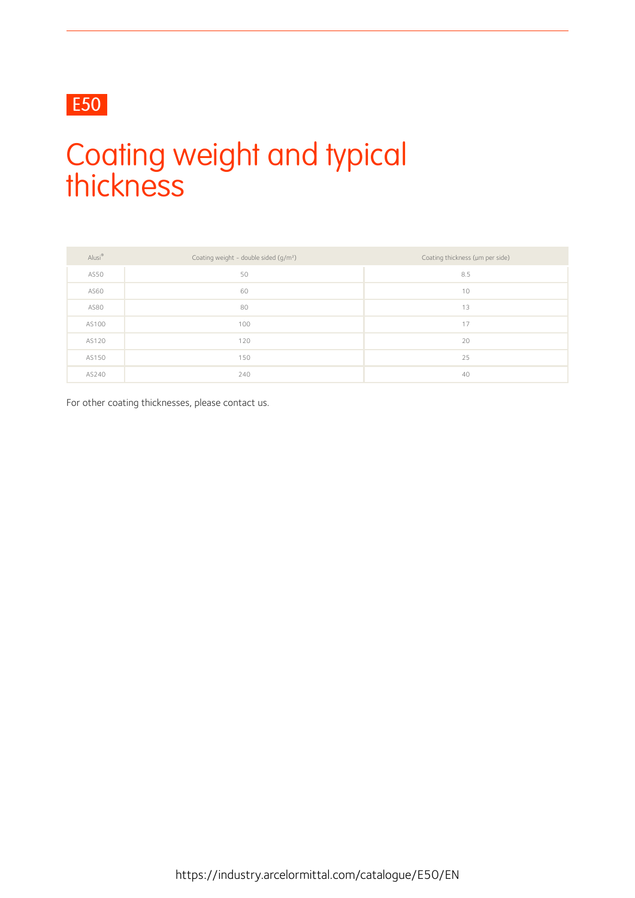E50

# Coating weight and typical thickness

| Alusi® | Coating weight - double sided (g/m²) | Coating thickness (µm per side) |
| --- | --- | --- |
| AS50 | 50 | 8.5 |
| AS60 | 60 | 10 |
| AS80 | 80 | 13 |
| AS100 | 100 | 17 |
| AS120 | 120 | 20 |
| AS150 | 150 | 25 |
| AS240 | 240 | 40 |

For other coating thicknesses, please contact us.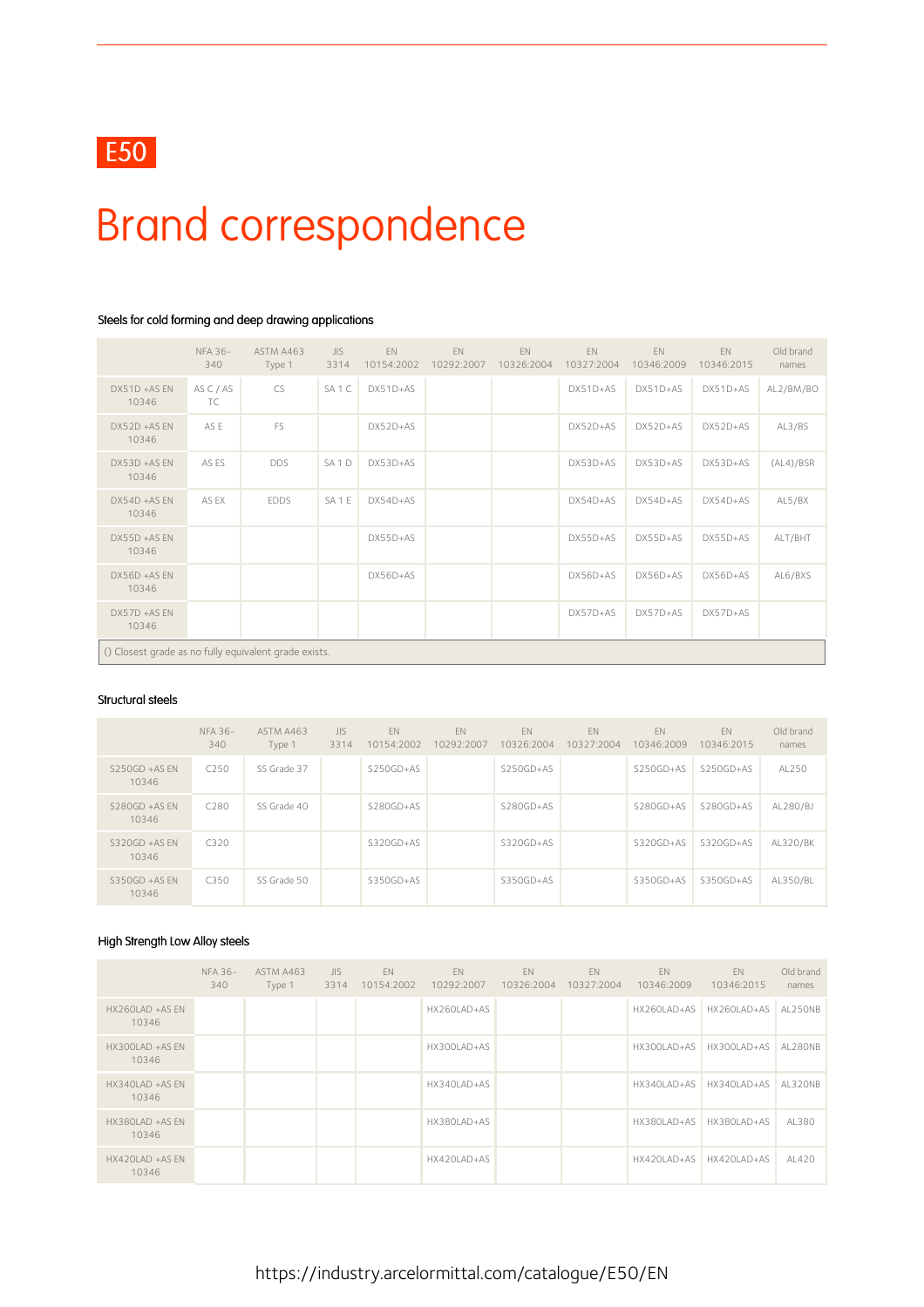E50

# Brand correspondence

### Steels for cold forming and deep drawing applications

| | NFA 36-340 | ASTM A463 Type 1 | JIS 3314 | EN 10154:2002 | EN 10292:2007 | EN 10326:2004 | EN 10327:2004 | EN 10346:2009 | EN 10346:2015 | Old brand names |
|---|---|---|---|---|---|---|---|---|---|---|
| DX51D +AS EN 10346 | AS C / AS TC | CS | SA 1 C | DX51D+AS | | | DX51D+AS | DX51D+AS | DX51D+AS | AL2/BM/BO |
| DX52D +AS EN 10346 | AS E | FS | | DX52D+AS | | | DX52D+AS | DX52D+AS | DX52D+AS | AL3/BS |
| DX53D +AS EN 10346 | AS ES | DDS | SA 1 D | DX53D+AS | | | DX53D+AS | DX53D+AS | DX53D+AS | (AL4)/BSR |
| DX54D +AS EN 10346 | AS EX | EDDS | SA 1 E | DX54D+AS | | | DX54D+AS | DX54D+AS | DX54D+AS | AL5/BX |
| DX55D +AS EN 10346 | | | | DX55D+AS | | | DX55D+AS | DX55D+AS | DX55D+AS | ALT/BHT |
| DX56D +AS EN 10346 | | | | DX56D+AS | | | DX56D+AS | DX56D+AS | DX56D+AS | AL6/BXS |
| DX57D +AS EN 10346 | | | | | | | DX57D+AS | DX57D+AS | DX57D+AS | |

() Closest grade as no fully equivalent grade exists.

### Structural steels

| | NFA 36-340 | ASTM A463 Type 1 | JIS 3314 | EN 10154:2002 | EN 10292:2007 | EN 10326:2004 | EN 10327:2004 | EN 10346:2009 | EN 10346:2015 | Old brand names |
|---|---|---|---|---|---|---|---|---|---|---|
| S250GD +AS EN 10346 | C250 | SS Grade 37 | | S250GD+AS | | S250GD+AS | | S250GD+AS | S250GD+AS | AL250 |
| S280GD +AS EN 10346 | C280 | SS Grade 40 | | S280GD+AS | | S280GD+AS | | S280GD+AS | S280GD+AS | AL280/BJ |
| S320GD +AS EN 10346 | C320 | | | S320GD+AS | | S320GD+AS | | S320GD+AS | S320GD+AS | AL320/BK |
| S350GD +AS EN 10346 | C350 | SS Grade 50 | | S350GD+AS | | S350GD+AS | | S350GD+AS | S350GD+AS | AL350/BL |

### High Strength Low Alloy steels

| | NFA 36-340 | ASTM A463 Type 1 | JIS 3314 | EN 10154:2002 | EN 10292:2007 | EN 10326:2004 | EN 10327:2004 | EN 10346:2009 | EN 10346:2015 | Old brand names |
|---|---|---|---|---|---|---|---|---|---|---|
| HX260LAD +AS EN 10346 | | | | | HX260LAD+AS | | | HX260LAD+AS | HX260LAD+AS | AL250NB |
| HX300LAD +AS EN 10346 | | | | | HX300LAD+AS | | | HX300LAD+AS | HX300LAD+AS | AL280NB |
| HX340LAD +AS EN 10346 | | | | | HX340LAD+AS | | | HX340LAD+AS | HX340LAD+AS | AL320NB |
| HX380LAD +AS EN 10346 | | | | | HX380LAD+AS | | | HX380LAD+AS | HX380LAD+AS | AL380 |
| HX420LAD +AS EN 10346 | | | | | HX420LAD+AS | | | HX420LAD+AS | HX420LAD+AS | AL420 |

https://industry.arcelormittal.com/catalogue/E50/EN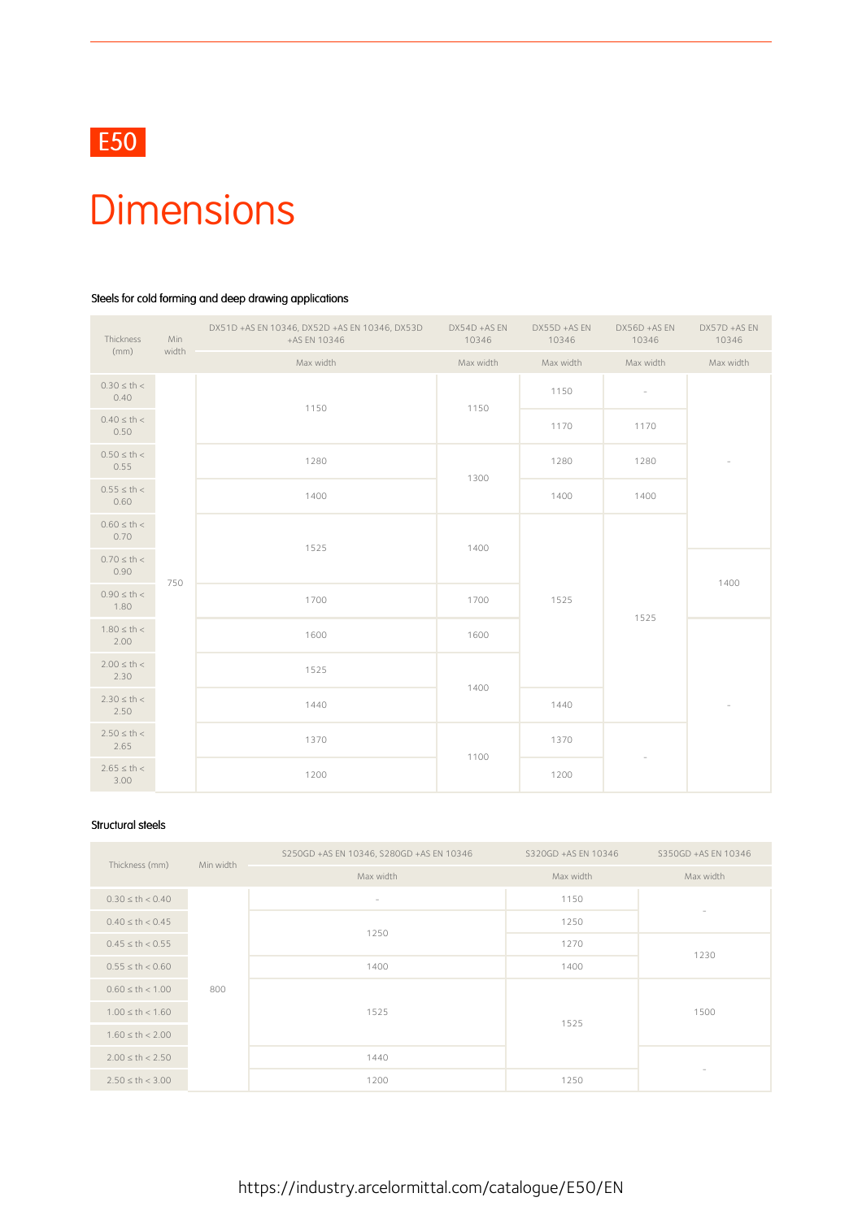# E50

# Dimensions

Steels for cold forming and deep drawing applications

| Thickness (mm) | Min width | DX51D +AS EN 10346, DX52D +AS EN 10346, DX53D +AS EN 10346 | DX54D +AS EN 10346 | DX55D +AS EN 10346 | DX56D +AS EN 10346 | DX57D +AS EN 10346 |
|---|---|---|---|---|---|---|
| | | Max width | Max width | Max width | Max width | Max width |
| 0.30 ≤ th < 0.40 | 750 | 1150 | 1150 | 1150 | - | - |
| 0.40 ≤ th < 0.50 | 750 | 1150 | 1150 | 1170 | 1170 | - |
| 0.50 ≤ th < 0.55 | 750 | 1280 | 1300 | 1280 | 1280 | - |
| 0.55 ≤ th < 0.60 | 750 | 1400 | 1300 | 1400 | 1400 | - |
| 0.60 ≤ th < 0.70 | 750 | 1525 | 1400 | 1525 | 1525 | - |
| 0.70 ≤ th < 0.90 | 750 | 1525 | 1400 | 1525 | 1525 | 1400 |
| 0.90 ≤ th < 1.80 | 750 | 1700 | 1700 | 1525 | 1525 | 1400 |
| 1.80 ≤ th < 2.00 | 750 | 1600 | 1600 | 1525 | 1525 | - |
| 2.00 ≤ th < 2.30 | 750 | 1525 | 1400 | 1525 | 1525 | - |
| 2.30 ≤ th < 2.50 | 750 | 1440 | 1400 | 1440 | 1525 | - |
| 2.50 ≤ th < 2.65 | 750 | 1370 | 1100 | 1370 | - | - |
| 2.65 ≤ th < 3.00 | 750 | 1200 | 1100 | 1200 | - | - |

Structural steels

| Thickness (mm) | Min width | S250GD +AS EN 10346, S280GD +AS EN 10346 | S320GD +AS EN 10346 | S350GD +AS EN 10346 |
|---|---|---|---|---|
| | | Max width | Max width | Max width |
| 0.30 ≤ th < 0.40 | 800 | - | 1150 | - |
| 0.40 ≤ th < 0.45 | 800 | 1250 | 1250 | - |
| 0.45 ≤ th < 0.55 | 800 | 1250 | 1270 | 1230 |
| 0.55 ≤ th < 0.60 | 800 | 1400 | 1400 | 1230 |
| 0.60 ≤ th < 1.00 | 800 | 1525 | 1525 | 1500 |
| 1.00 ≤ th < 1.60 | 800 | 1525 | 1525 | 1500 |
| 1.60 ≤ th < 2.00 | 800 | 1525 | 1525 | 1500 |
| 2.00 ≤ th < 2.50 | 800 | 1440 | 1525 | - |
| 2.50 ≤ th < 3.00 | 800 | 1200 | 1250 | - |

https://industry.arcelormittal.com/catalogue/E50/EN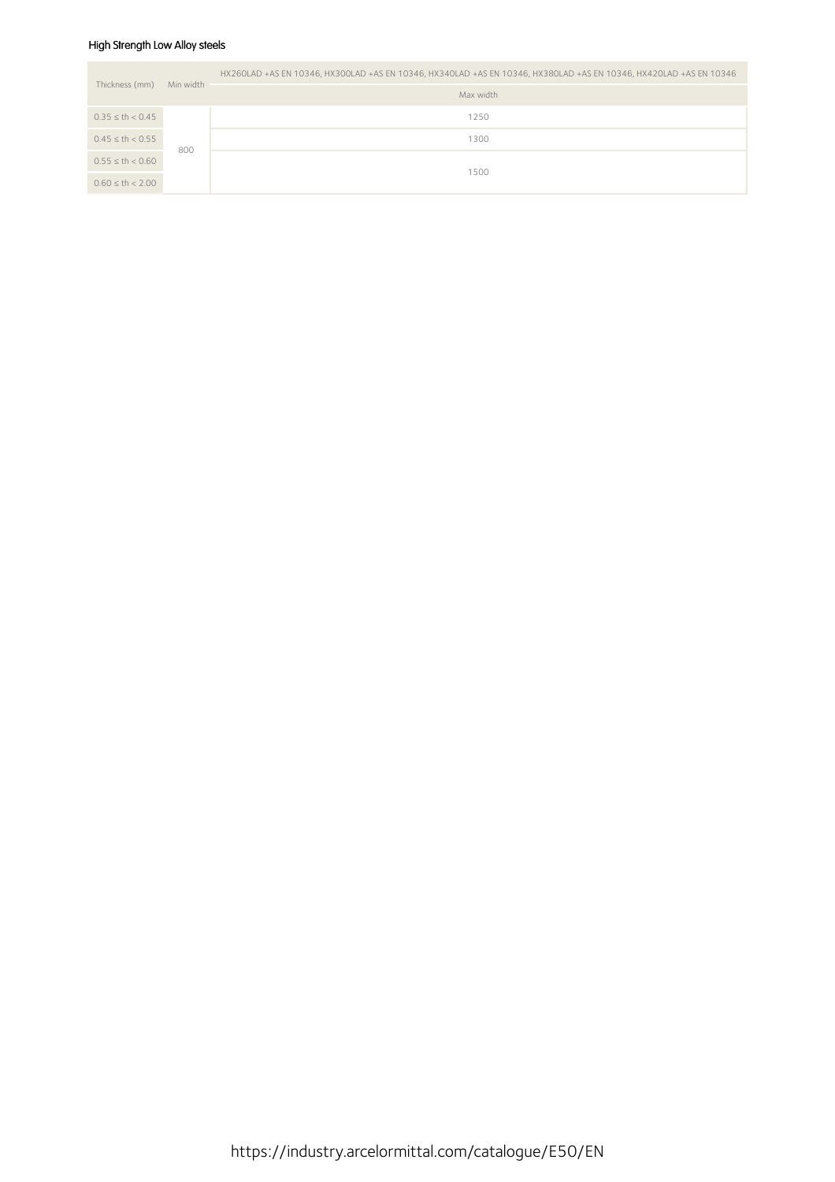High Strength Low Alloy steels

| Thickness (mm) | Min width | HX260LAD +AS EN 10346, HX300LAD +AS EN 10346, HX340LAD +AS EN 10346, HX380LAD +AS EN 10346, HX420LAD +AS EN 10346 |
| --- | --- | --- |
| | | Max width |
| 0.35 ≤ th < 0.45 | 800 | 1250 |
| 0.45 ≤ th < 0.55 | | 1300 |
| 0.55 ≤ th < 0.60 | | 1500 |
| 0.60 ≤ th < 2.00 | | |

https://industry.arcelormittal.com/catalogue/E50/EN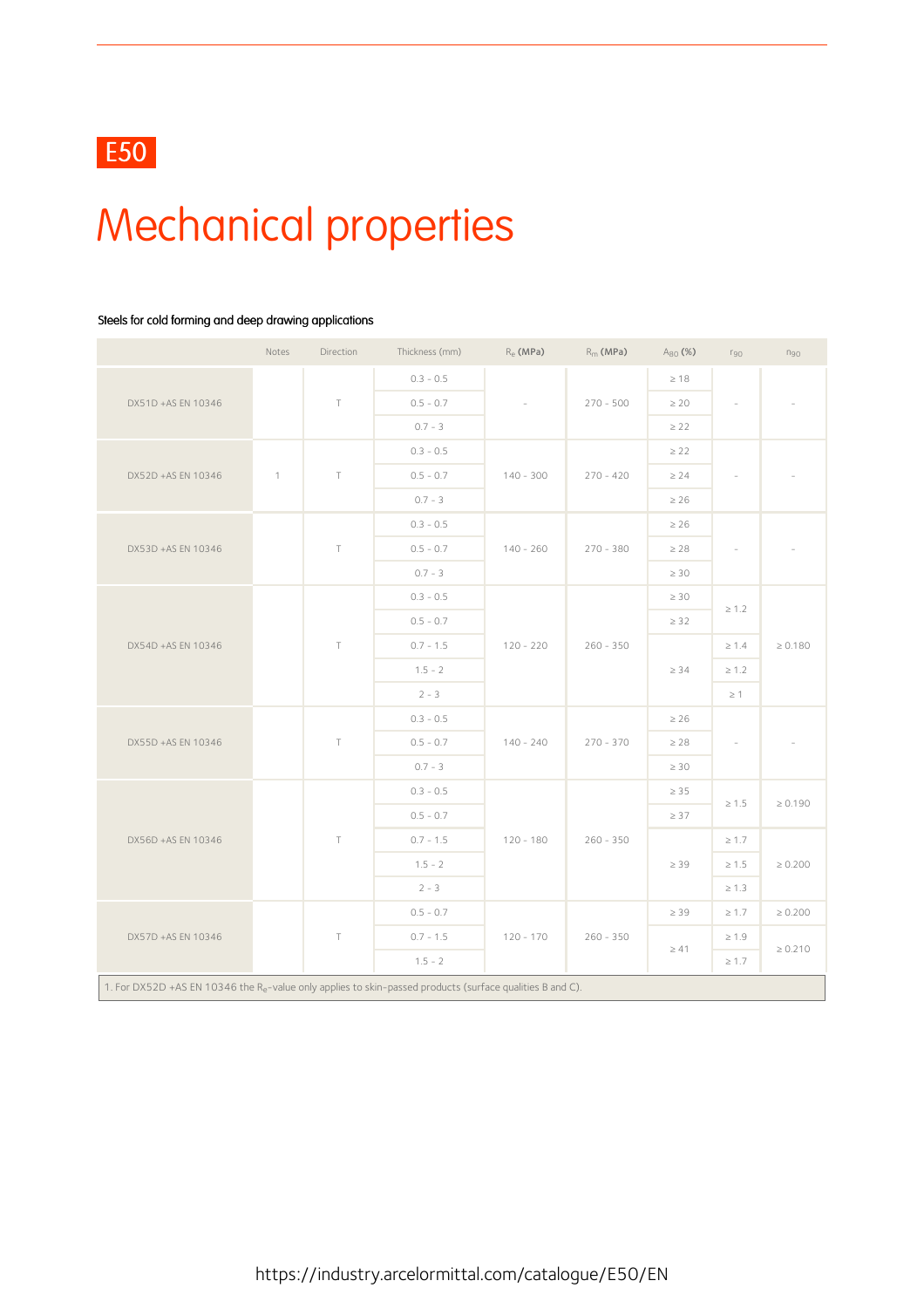E50

# Mechanical properties

**Steels for cold forming and deep drawing applications**

| | Notes | Direction | Thickness (mm) | $R_e$ (MPa) | $R_m$ (MPa) | $A_{80}$ (%) | $r_{90}$ | $n_{90}$ |
|---|---|---|---|---|---|---|---|---|
| DX51D +AS EN 10346 | | T | 0.3 - 0.5 | - | 270 - 500 | ≥ 18 | - | - |
| | | | 0.5 - 0.7 | | | ≥ 20 | | |
| | | | 0.7 - 3 | | | ≥ 22 | | |
| DX52D +AS EN 10346 | 1 | T | 0.3 - 0.5 | 140 - 300 | 270 - 420 | ≥ 22 | - | - |
| | | | 0.5 - 0.7 | | | ≥ 24 | | |
| | | | 0.7 - 3 | | | ≥ 26 | | |
| DX53D +AS EN 10346 | | T | 0.3 - 0.5 | 140 - 260 | 270 - 380 | ≥ 26 | - | - |
| | | | 0.5 - 0.7 | | | ≥ 28 | | |
| | | | 0.7 - 3 | | | ≥ 30 | | |
| DX54D +AS EN 10346 | | T | 0.3 - 0.5 | 120 - 220 | 260 - 350 | ≥ 30 | ≥ 1.2 | ≥ 0.180 |
| | | | 0.5 - 0.7 | | | ≥ 32 | | |
| | | | 0.7 - 1.5 | | | ≥ 34 | ≥ 1.4 | |
| | | | 1.5 - 2 | | | | ≥ 1.2 | |
| | | | 2 - 3 | | | | ≥ 1 | |
| DX55D +AS EN 10346 | | T | 0.3 - 0.5 | 140 - 240 | 270 - 370 | ≥ 26 | - | - |
| | | | 0.5 - 0.7 | | | ≥ 28 | | |
| | | | 0.7 - 3 | | | ≥ 30 | | |
| DX56D +AS EN 10346 | | T | 0.3 - 0.5 | 120 - 180 | 260 - 350 | ≥ 35 | ≥ 1.5 | ≥ 0.190 |
| | | | 0.5 - 0.7 | | | ≥ 37 | | |
| | | | 0.7 - 1.5 | | | ≥ 39 | ≥ 1.7 | ≥ 0.200 |
| | | | 1.5 - 2 | | | | ≥ 1.5 | |
| | | | 2 - 3 | | | | ≥ 1.3 | |
| DX57D +AS EN 10346 | | T | 0.5 - 0.7 | 120 - 170 | 260 - 350 | ≥ 39 | ≥ 1.7 | ≥ 0.200 |
| | | | 0.7 - 1.5 | | | ≥ 41 | ≥ 1.9 | ≥ 0.210 |
| | | | 1.5 - 2 | | | | ≥ 1.7 | |

1. For DX52D +AS EN 10346 the $R_e$-value only applies to skin-passed products (surface qualities B and C).

https://industry.arcelormittal.com/catalogue/E50/EN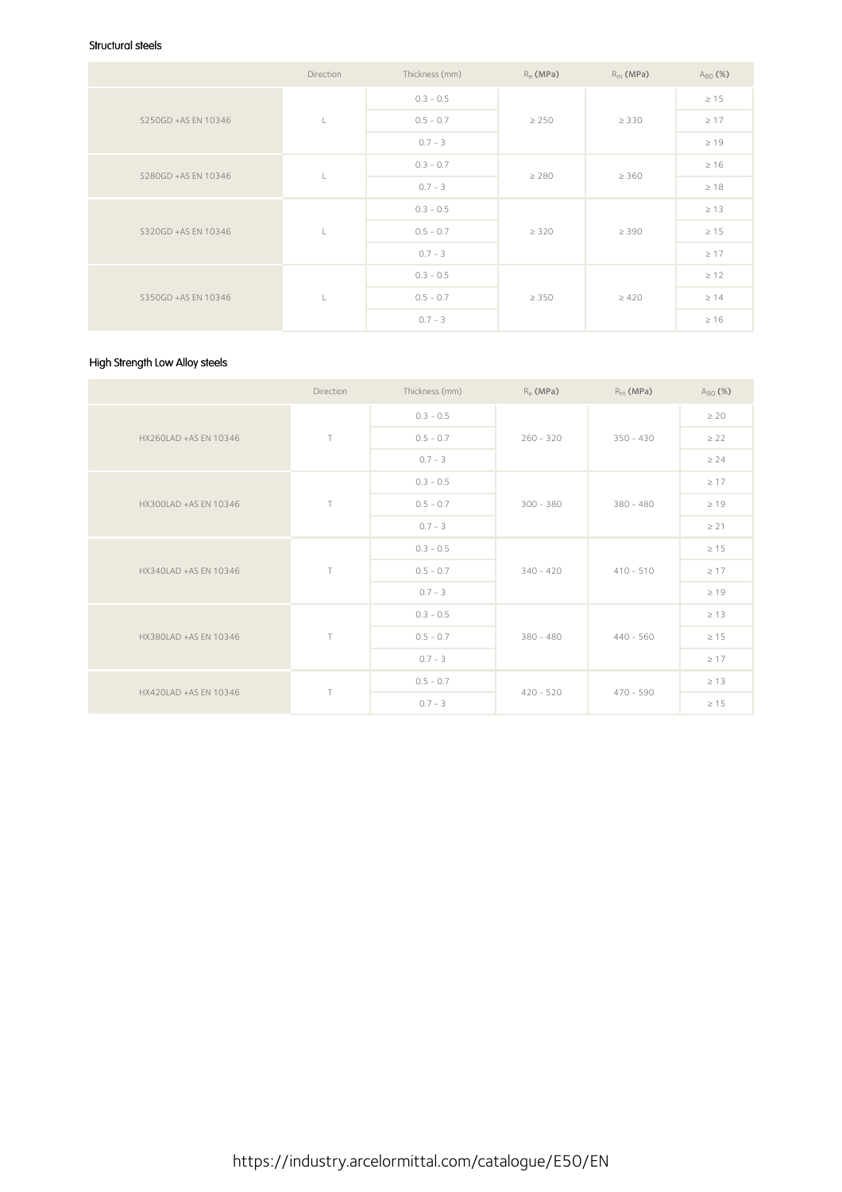### Structural steels

| | Direction | Thickness (mm) | $R_e$ (MPa) | $R_m$ (MPa) | $A_{80}$ (%) |
|---|---|---|---|---|---|
| S250GD +AS EN 10346 | L | 0.3 - 0.5 | ≥ 250 | ≥ 330 | ≥ 15 |
| | | 0.5 - 0.7 | | | ≥ 17 |
| | | 0.7 - 3 | | | ≥ 19 |
| S280GD +AS EN 10346 | L | 0.3 - 0.7 | ≥ 280 | ≥ 360 | ≥ 16 |
| | | 0.7 - 3 | | | ≥ 18 |
| S320GD +AS EN 10346 | L | 0.3 - 0.5 | ≥ 320 | ≥ 390 | ≥ 13 |
| | | 0.5 - 0.7 | | | ≥ 15 |
| | | 0.7 - 3 | | | ≥ 17 |
| S350GD +AS EN 10346 | L | 0.3 - 0.5 | ≥ 350 | ≥ 420 | ≥ 12 |
| | | 0.5 - 0.7 | | | ≥ 14 |
| | | 0.7 - 3 | | | ≥ 16 |

### High Strength Low Alloy steels

| | Direction | Thickness (mm) | $R_e$ (MPa) | $R_m$ (MPa) | $A_{80}$ (%) |
|---|---|---|---|---|---|
| HX260LAD +AS EN 10346 | T | 0.3 - 0.5 | 260 - 320 | 350 - 430 | ≥ 20 |
| | | 0.5 - 0.7 | | | ≥ 22 |
| | | 0.7 - 3 | | | ≥ 24 |
| HX300LAD +AS EN 10346 | T | 0.3 - 0.5 | 300 - 380 | 380 - 480 | ≥ 17 |
| | | 0.5 - 0.7 | | | ≥ 19 |
| | | 0.7 - 3 | | | ≥ 21 |
| HX340LAD +AS EN 10346 | T | 0.3 - 0.5 | 340 - 420 | 410 - 510 | ≥ 15 |
| | | 0.5 - 0.7 | | | ≥ 17 |
| | | 0.7 - 3 | | | ≥ 19 |
| HX380LAD +AS EN 10346 | T | 0.3 - 0.5 | 380 - 480 | 440 - 560 | ≥ 13 |
| | | 0.5 - 0.7 | | | ≥ 15 |
| | | 0.7 - 3 | | | ≥ 17 |
| HX420LAD +AS EN 10346 | T | 0.5 - 0.7 | 420 - 520 | 470 - 590 | ≥ 13 |
| | | 0.7 - 3 | | | ≥ 15 |

https://industry.arcelormittal.com/catalogue/E50/EN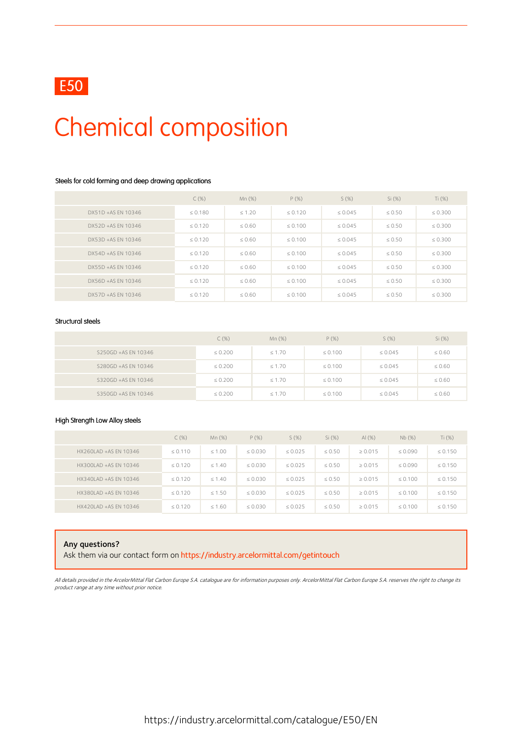E50

# Chemical composition

### Steels for cold forming and deep drawing applications

| | C (%) | Mn (%) | P (%) | S (%) | Si (%) | Ti (%) |
|---|---|---|---|---|---|---|
| DX51D +AS EN 10346 | ≤ 0.180 | ≤ 1.20 | ≤ 0.120 | ≤ 0.045 | ≤ 0.50 | ≤ 0.300 |
| DX52D +AS EN 10346 | ≤ 0.120 | ≤ 0.60 | ≤ 0.100 | ≤ 0.045 | ≤ 0.50 | ≤ 0.300 |
| DX53D +AS EN 10346 | ≤ 0.120 | ≤ 0.60 | ≤ 0.100 | ≤ 0.045 | ≤ 0.50 | ≤ 0.300 |
| DX54D +AS EN 10346 | ≤ 0.120 | ≤ 0.60 | ≤ 0.100 | ≤ 0.045 | ≤ 0.50 | ≤ 0.300 |
| DX55D +AS EN 10346 | ≤ 0.120 | ≤ 0.60 | ≤ 0.100 | ≤ 0.045 | ≤ 0.50 | ≤ 0.300 |
| DX56D +AS EN 10346 | ≤ 0.120 | ≤ 0.60 | ≤ 0.100 | ≤ 0.045 | ≤ 0.50 | ≤ 0.300 |
| DX57D +AS EN 10346 | ≤ 0.120 | ≤ 0.60 | ≤ 0.100 | ≤ 0.045 | ≤ 0.50 | ≤ 0.300 |

### Structural steels

| | C (%) | Mn (%) | P (%) | S (%) | Si (%) |
|---|---|---|---|---|---|
| S250GD +AS EN 10346 | ≤ 0.200 | ≤ 1.70 | ≤ 0.100 | ≤ 0.045 | ≤ 0.60 |
| S280GD +AS EN 10346 | ≤ 0.200 | ≤ 1.70 | ≤ 0.100 | ≤ 0.045 | ≤ 0.60 |
| S320GD +AS EN 10346 | ≤ 0.200 | ≤ 1.70 | ≤ 0.100 | ≤ 0.045 | ≤ 0.60 |
| S350GD +AS EN 10346 | ≤ 0.200 | ≤ 1.70 | ≤ 0.100 | ≤ 0.045 | ≤ 0.60 |

### High Strength Low Alloy steels

| | C (%) | Mn (%) | P (%) | S (%) | Si (%) | Al (%) | Nb (%) | Ti (%) |
|---|---|---|---|---|---|---|---|---|
| HX260LAD +AS EN 10346 | ≤ 0.110 | ≤ 1.00 | ≤ 0.030 | ≤ 0.025 | ≤ 0.50 | ≥ 0.015 | ≤ 0.090 | ≤ 0.150 |
| HX300LAD +AS EN 10346 | ≤ 0.120 | ≤ 1.40 | ≤ 0.030 | ≤ 0.025 | ≤ 0.50 | ≥ 0.015 | ≤ 0.090 | ≤ 0.150 |
| HX340LAD +AS EN 10346 | ≤ 0.120 | ≤ 1.40 | ≤ 0.030 | ≤ 0.025 | ≤ 0.50 | ≥ 0.015 | ≤ 0.100 | ≤ 0.150 |
| HX380LAD +AS EN 10346 | ≤ 0.120 | ≤ 1.50 | ≤ 0.030 | ≤ 0.025 | ≤ 0.50 | ≥ 0.015 | ≤ 0.100 | ≤ 0.150 |
| HX420LAD +AS EN 10346 | ≤ 0.120 | ≤ 1.60 | ≤ 0.030 | ≤ 0.025 | ≤ 0.50 | ≥ 0.015 | ≤ 0.100 | ≤ 0.150 |

**Any questions?**
Ask them via our contact form on https://industry.arcelormittal.com/getintouch

*All details provided in the ArcelorMittal Flat Carbon Europe S.A. catalogue are for information purposes only. ArcelorMittal Flat Carbon Europe S.A. reserves the right to change its product range at any time without prior notice.*